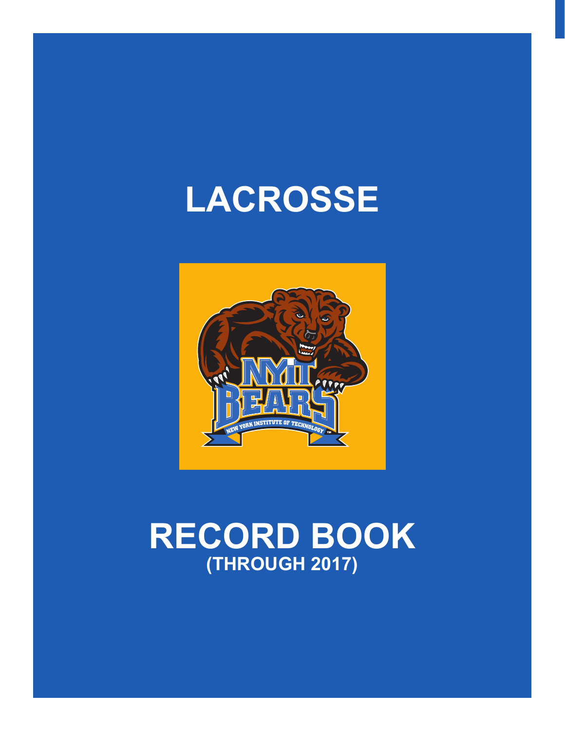# LACROSSE

# RECORD BOOK
## (THROUGH 2017)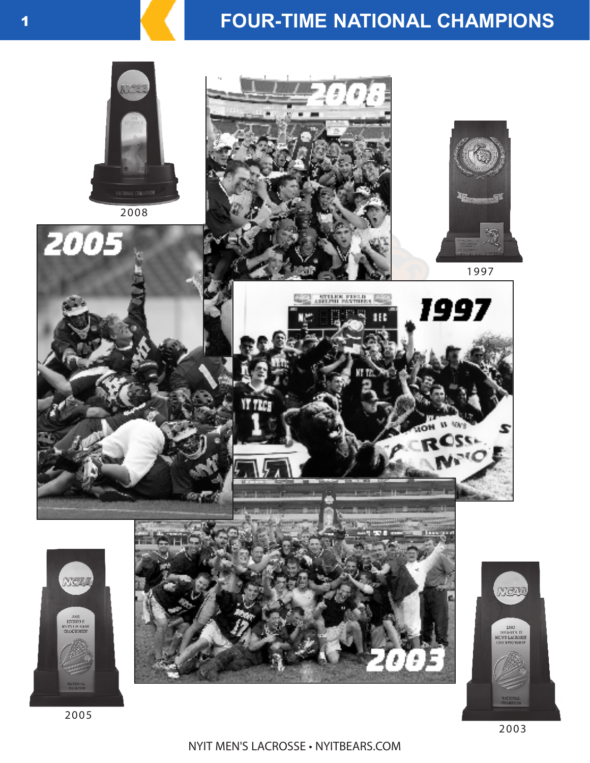# FOUR-TIME NATIONAL CHAMPIONS

2008

1997

2005

2003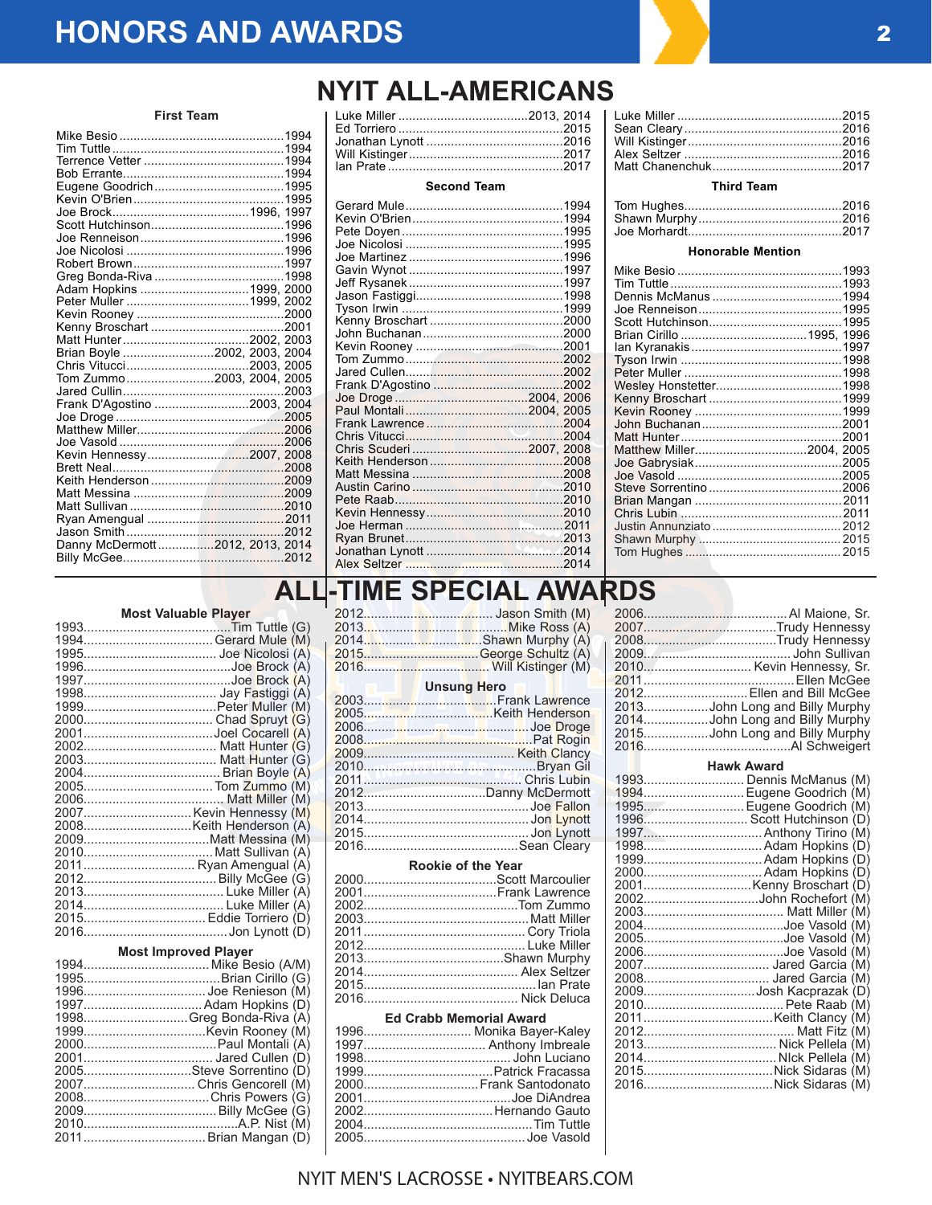# HONORS AND AWARDS

## NYIT ALL-AMERICANS

### First Team

- Mike Besio .......... 1994
- Tim Tuttle .......... 1994
- Terrence Vetter .......... 1994
- Bob Errante .......... 1994
- Eugene Goodrich .......... 1995
- Kevin O'Brien .......... 1995
- Joe Brock .......... 1996, 1997
- Scott Hutchinson .......... 1996
- Joe Renneison .......... 1996
- Joe Nicolosi .......... 1996
- Robert Brown .......... 1997
- Greg Bonda-Riva .......... 1998
- Adam Hopkins .......... 1999, 2000
- Peter Muller .......... 1999, 2002
- Kevin Rooney .......... 2000
- Kenny Broschart .......... 2001
- Matt Hunter .......... 2002, 2003
- Brian Boyle .......... 2002, 2003, 2004
- Chris Vitucci .......... 2003, 2005
- Tom Zummo .......... 2003, 2004, 2005
- Jared Cullin .......... 2003
- Frank D'Agostino .......... 2003, 2004
- Joe Droge .......... 2005
- Matthew Miller .......... 2006
- Joe Vasold .......... 2006
- Kevin Hennessy .......... 2007, 2008
- Brett Neal .......... 2008
- Keith Henderson .......... 2009
- Matt Messina .......... 2009
- Matt Sullivan .......... 2010
- Ryan Amengual .......... 2011
- Jason Smith .......... 2012
- Danny McDermott .......... 2012, 2013, 2014
- Billy McGee .......... 2012
- Luke Miller .......... 2013, 2014
- Ed Torriero .......... 2015
- Jonathan Lynott .......... 2016
- Will Kistinger .......... 2017
- Ian Prate .......... 2017

### Second Team

- Gerard Mule .......... 1994
- Kevin O'Brien .......... 1994
- Pete Doyen .......... 1995
- Joe Nicolosi .......... 1995
- Joe Martinez .......... 1996
- Gavin Wynot .......... 1997
- Jeff Rysanek .......... 1997
- Jason Fastiggi .......... 1998
- Tyson Irwin .......... 1999
- Kenny Broschart .......... 2000
- John Buchanan .......... 2000
- Kevin Rooney .......... 2001
- Tom Zummo .......... 2002
- Jared Cullen .......... 2002
- Frank D'Agostino .......... 2002
- Joe Droge .......... 2004, 2006
- Paul Montali .......... 2004, 2005
- Frank Lawrence .......... 2004
- Chris Vitucci .......... 2004
- Chris Scuderi .......... 2007, 2008
- Keith Henderson .......... 2008
- Matt Messina .......... 2008
- Austin Carino .......... 2010
- Pete Raab .......... 2010
- Kevin Hennessy .......... 2010
- Joe Herman .......... 2011
- Ryan Brunet .......... 2013
- Jonathan Lynott .......... 2014
- Alex Seltzer .......... 2014
- Luke Miller .......... 2015
- Sean Cleary .......... 2016
- Will Kistinger .......... 2016
- Alex Seltzer .......... 2016
- Matt Chanenchuk .......... 2017

### Third Team

- Tom Hughes .......... 2016
- Shawn Murphy .......... 2016
- Joe Morhardt .......... 2017

### Honorable Mention

- Mike Besio .......... 1993
- Tim Tuttle .......... 1993
- Dennis McManus .......... 1994
- Joe Renneison .......... 1995
- Scott Hutchinson .......... 1995
- Brian Cirillo .......... 1995, 1996
- Ian Kyranakis .......... 1997
- Tyson Irwin .......... 1998
- Peter Muller .......... 1998
- Wesley Honstetter .......... 1998
- Kenny Broschart .......... 1999
- Kevin Rooney .......... 1999
- John Buchanan .......... 2001
- Matt Hunter .......... 2001
- Matthew Miller .......... 2004, 2005
- Joe Gabrysiak .......... 2005
- Joe Vasold .......... 2005
- Steve Sorrentino .......... 2006
- Brian Mangan .......... 2011
- Chris Lubin .......... 2011
- Justin Annunziato .......... 2012
- Shawn Murphy .......... 2015
- Tom Hughes .......... 2015

## ALL-TIME SPECIAL AWARDS

### Most Valuable Player

- 1993 .......... Tim Tuttle (G)
- 1994 .......... Gerard Mule (M)
- 1995 .......... Joe Nicolosi (A)
- 1996 .......... Joe Brock (A)
- 1997 .......... Joe Brock (A)
- 1998 .......... Jay Fastigi (A)
- 1999 .......... Peter Muller (M)
- 2000 .......... Chad Spruyt (G)
- 2001 .......... Joel Cocarell (A)
- 2002 .......... Matt Hunter (G)
- 2003 .......... Matt Hunter (G)
- 2004 .......... Brian Boyle (A)
- 2005 .......... Tom Zummo (M)
- 2006 .......... Matt Miller (M)
- 2007 .......... Kevin Hennessy (M)
- 2008 .......... Keith Henderson (A)
- 2009 .......... Matt Messina (M)
- 2010 .......... Matt Sullivan (A)
- 2011 .......... Ryan Amengual (A)
- 2012 .......... Billy McGee (G)
- 2013 .......... Luke Miller (G)
- 2014 .......... Luke Miller (G)
- 2015 .......... Eddie Torriero (D)
- 2016 .......... Jon Lynott (D)

### Most Improved Player

- 1994 .......... Mike Besio (A/M)
- 1995 .......... Brian Cirillo (G)
- 1996 .......... Joe Renieson (M)
- 1997 .......... Adam Hopkins (D)
- 1998 .......... Greg Bonda-Riva (A)
- 1999 .......... Kevin Rooney (M)
- 2000 .......... Paul Montali (M)
- 2001 .......... Jared Cullen (D)
- 2005 .......... Steve Sorrentino (D)
- 2007 .......... Chris Gencorell (M)
- 2008 .......... Chris Powers (G)
- 2009 .......... Billy McGee (G)
- 2010 .......... A.P. Nist (M)
- 2011 .......... Brian Mangan (D)
- 2012 .......... Jason Smith (M)
- 2013 .......... Mike Ross (A)
- 2014 .......... Shawn Murphy (A)
- 2015 .......... George Schultz (A)
- 2016 .......... Will Kistinger (M)

### Unsung Hero

- 2003 .......... Frank Lawrence
- 2005 .......... Keith Henderson
- 2006 .......... Joe Droge
- 2008 .......... Pat Rogin
- 2009 .......... Keith Clancy
- 2010 .......... Bryan Gil
- 2011 .......... Chris Lubin
- 2012 .......... Danny McDermott
- 2013 .......... Joe Fallon
- 2014 .......... Jon Lynott
- 2015 .......... Jon Lynott
- 2016 .......... Sean Cleary

### Rookie of the Year

- 2000 .......... Scott Marcoulier
- 2001 .......... Frank Lawrence
- 2002 .......... Tom Zummo
- 2003 .......... Matt Miller
- 2011 .......... Cory Triola
- 2012 .......... Luke Miller
- 2013 .......... Shawn Murphy
- 2014 .......... Alex Seltzer
- 2015 .......... Ian Prate
- 2016 .......... Nick Deluca

### Ed Crabb Memorial Award

- 1996 .......... Monika Bayer-Kaley
- 1997 .......... Anthony Imbreale
- 1998 .......... John Luciano
- 1999 .......... Patrick Fracassa
- 2000 .......... Frank Santodonato
- 2001 .......... Joe DiAndrea
- 2002 .......... Hernando Gauto
- 2004 .......... Tim Tuttle
- 2005 .......... Joe Vasold
- 2006 .......... Al Maione, Sr.
- 2007 .......... Trudy Hennessy
- 2008 .......... Trudy Hennessy
- 2009 .......... John Sullivan
- 2010 .......... Kevin Hennessy, Sr.
- 2011 .......... Ellen McGee
- 2012 .......... Ellen and Bill McGee
- 2013 .......... John Long and Billy Murphy
- 2014 .......... John Long and Billy Murphy
- 2015 .......... John Long and Billy Murphy
- 2016 .......... Al Schweigert

### Hawk Award

- 1993 .......... Dennis McManus (M)
- 1994 .......... Eugene Goodrich (M)
- 1995 .......... Eugene Goodrich (M)
- 1996 .......... Scott Hutchinson (D)
- 1997 .......... Anthony Tirino (M)
- 1998 .......... Adam Hopkins (D)
- 1999 .......... Adam Hopkins (D)
- 2000 .......... Adam Hopkins (D)
- 2001 .......... Kenny Broschart (D)
- 2002 .......... John Rochefort (M)
- 2003 .......... Matt Miller (M)
- 2004 .......... Joe Vasold (M)
- 2005 .......... Joe Vasold (M)
- 2006 .......... Joe Vasold (M)
- 2007 .......... Jared Garcia (M)
- 2008 .......... Jared Garcia (M)
- 2009 .......... Josh Kacprazak (D)
- 2010 .......... Pete Raab (M)
- 2011 .......... Keith Clancy (M)
- 2012 .......... Matt Fitz (M)
- 2013 .......... Nick Pellela (M)
- 2014 .......... NIck Pellela (M)
- 2015 .......... Nick Sidaras (M)
- 2016 .......... Nick Sidaras (M)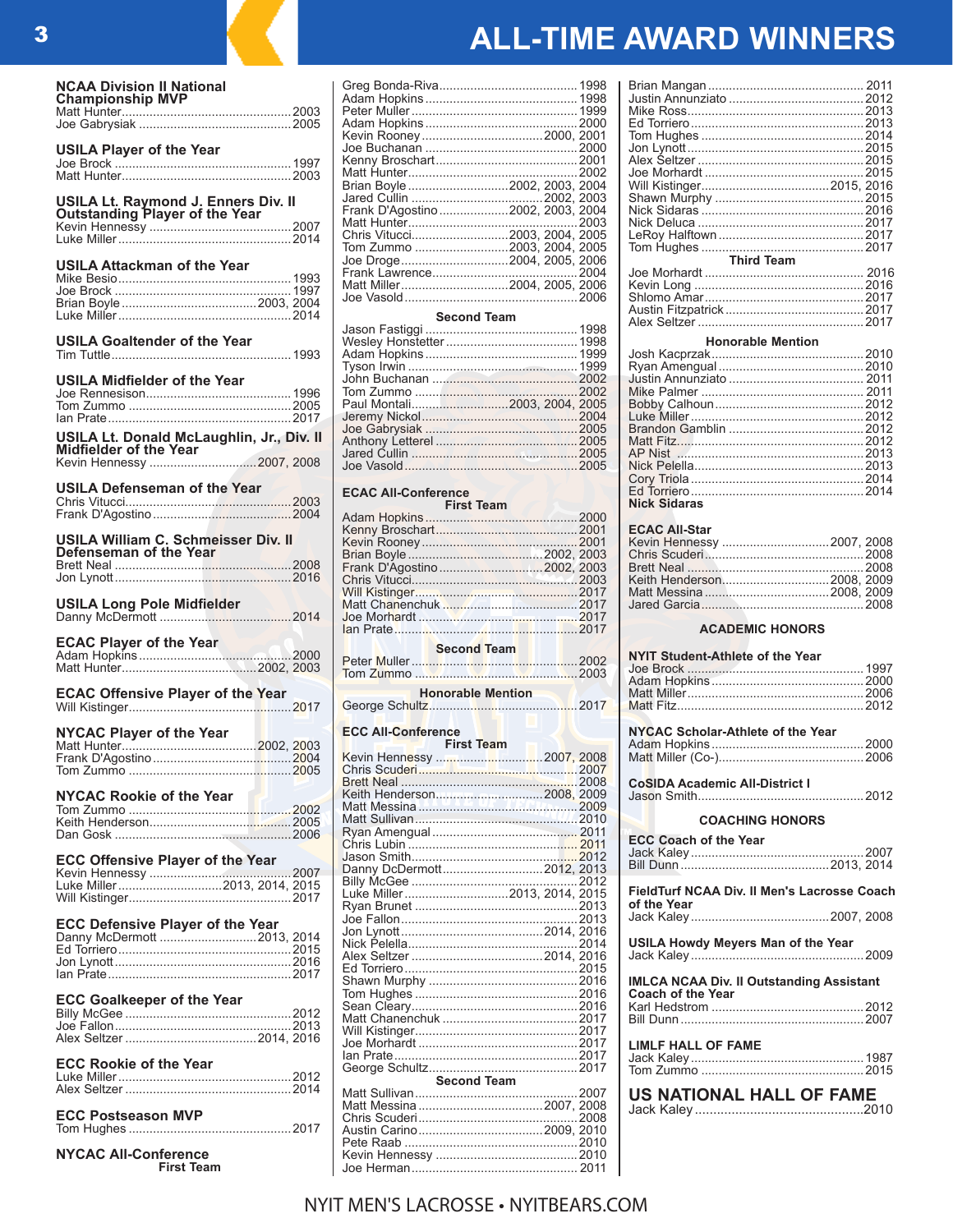# ALL-TIME AWARD WINNERS

### NCAA Division II National Championship MVP
Matt Hunter....2003
Joe Gabrysiak....2005

### USILA Player of the Year
Joe Brock....1997
Matt Hunter....2003

### USILA Lt. Raymond J. Enners Div. II Outstanding Player of the Year
Kevin Hennessy....2007
Luke Miller....2014

### USILA Attackman of the Year
Mike Besio....1993
Joe Brock....1997
Brian Boyle....2003, 2004
Luke Miller....2014

### USILA Goaltender of the Year
Tim Tuttle....1993

### USILA Midfielder of the Year
Joe Rennesion....1996
Tom Zummo....2005
Ian Prate....2017

### USILA Lt. Donald McLaughlin, Jr., Div. II Midfielder of the Year
Kevin Hennessy....2007, 2008

### USILA Defenseman of the Year
Chris Vitucci....2003
Frank D'Agostino....2004

### USILA William C. Schmeisser Div. II Defenseman of the Year
Brett Neal....2008
Jon Lynott....2016

### USILA Long Pole Midfielder
Danny McDermott....2014

### ECAC Player of the Year
Adam Hopkins....2000
Matt Hunter....2002, 2003

### ECAC Offensive Player of the Year
Will Kistinger....2017

### NYCAC Player of the Year
Matt Hunter....2002, 2003
Frank D'Agostino....2004
Tom Zummo....2005

### NYCAC Rookie of the Year
Tom Zummo....2002
Keith Henderson....2005
Dan Gosk....2006

### ECC Offensive Player of the Year
Kevin Hennessy....2007
Luke Miller....2013, 2014, 2015
Will Kistinger....2017

### ECC Defensive Player of the Year
Danny McDermott....2013, 2014
Ed Torriero....2015
Jon Lynott....2016
Ian Prate....2017

### ECC Goalkeeper of the Year
Billy McGee....2012
Joe Fallon....2013
Alex Seltzer....2014, 2016

### ECC Rookie of the Year
Luke Miller....2012
Alex Seltzer....2014

### ECC Postseason MVP
Tom Hughes....2017

### NYCAC All-Conference

**First Team**

Greg Bonda-Riva....1998
Adam Hopkins....1998
Peter Muller....1999
Adam Hopkins....2000
Kevin Rooney....2000, 2001
Joe Buchanan....2000
Kenny Broschart....2001
Matt Hunter....2002
Brian Boyle....2002, 2003, 2004
Jared Cullin....2002, 2003
Frank D'Agostino....2002, 2003, 2004
Matt Hunter....2003
Chris Vitucci....2003, 2004, 2005
Tom Zummo....2003, 2004, 2005
Joe Droge....2004, 2005, 2006
Frank Lawrence....2004
Matt Miller....2004, 2005, 2006
Joe Vasold....2006

**Second Team**

Jason Fastiggi....1998
Wesley Honstetter....1998
Adam Hopkins....1999
Tyson Irwin....1999
John Buchanan....2002
Tom Zummo....2002
Paul Montali....2003, 2004, 2005
Jeremy Nickol....2004
Joe Gabrysiak....2005
Anthony Letterel....2005
Jared Cullin....2005
Joe Vasold....2005

### ECAC All-Conference

**First Team**

Adam Hopkins....2000
Kenny Broschart....2001
Kevin Rooney....2001
Brian Boyle....2002, 2003
Frank D'Agostino....2002, 2003
Chris Vitucci....2003
Will Kistinger....2017
Matt Chanenchuk....2017
Joe Morhardt....2017
Ian Prate....2017

**Second Team**

Peter Muller....2002
Tom Zummo....2003

**Honorable Mention**

George Schultz....2017

### ECC All-Conference

**First Team**

Kevin Hennessy....2007, 2008
Chris Scuderi....2007
Brett Neal....2008
Keith Henderson....2008, 2009
Matt Messina....2009
Matt Sullivan....2010
Ryan Amengual....2011
Chris Lubin....2011
Jason Smith....2012
Danny DcDermott....2012, 2013
Billy McGee....2012
Luke Miller....2013, 2014, 2015
Ryan Brunet....2013
Joe Fallon....2013
Jon Lynott....2014, 2016
Nick Pelella....2014
Alex Seltzer....2014, 2016
Ed Torriero....2015
Shawn Murphy....2016
Tom Hughes....2016
Sean Cleary....2016
Matt Chanenchuk....2017
Will Kistinger....2017
Joe Morhardt....2017
Ian Prate....2017
George Schultz....2017

**Second Team**

Matt Sullivan....2007
Matt Messina....2007, 2008
Chris Scuderi....2008
Austin Carino....2009, 2010
Pete Raab....2010
Kevin Hennessy....2010
Joe Herman....2011
Brian Mangan....2011
Justin Annunziato....2012
Mike Ross....2013
Ed Torriero....2013
Tom Hughes....2014
Jon Lynott....2015
Alex Seltzer....2015
Joe Morhardt....2015
Will Kistinger....2015, 2016
Shawn Murphy....2015
Nick Sidaras....2016
Nick Deluca....2017
LeRoy Halftown....2017
Tom Hughes....2017

**Third Team**

Joe Morhardt....2016
Kevin Long....2016
Shlomo Amar....2017
Austin Fitzpatrick....2017
Alex Seltzer....2017

**Honorable Mention**

Josh Kacprzak....2010
Ryan Amengual....2010
Justin Annunziato....2011
Mike Palmer....2011
Bobby Calhoun....2012
Luke Miller....2012
Brandon Gamblin....2012
Matt Fitz....2012
AP Nist....2013
Nick Pelella....2013
Cory Triola....2014
Ed Torriero....2014
**Nick Sidaras**

### ECAC All-Star
Kevin Hennessy....2007, 2008
Chris Scuderi....2008
Brett Neal....2008
Keith Henderson....2008, 2009
Matt Messina....2008, 2009
Jared Garcia....2008

## ACADEMIC HONORS

### NYIT Student-Athlete of the Year
Joe Brock....1997
Adam Hopkins....2000
Matt Miller....2006
Matt Fitz....2012

### NYCAC Scholar-Athlete of the Year
Adam Hopkins....2000
Matt Miller (Co-)....2006

### CoSIDA Academic All-District I
Jason Smith....2012

## COACHING HONORS

### ECC Coach of the Year
Jack Kaley....2007
Bill Dunn....2013, 2014

### FieldTurf NCAA Div. II Men's Lacrosse Coach of the Year
Jack Kaley....2007, 2008

### USILA Howdy Meyers Man of the Year
Jack Kaley....2009

### IMLCA NCAA Div. II Outstanding Assistant Coach of the Year
Karl Hedstrom....2012
Bill Dunn....2007

### LIMLF HALL OF FAME
Jack Kaley....1987
Tom Zummo....2015

## US NATIONAL HALL OF FAME
Jack Kaley....2010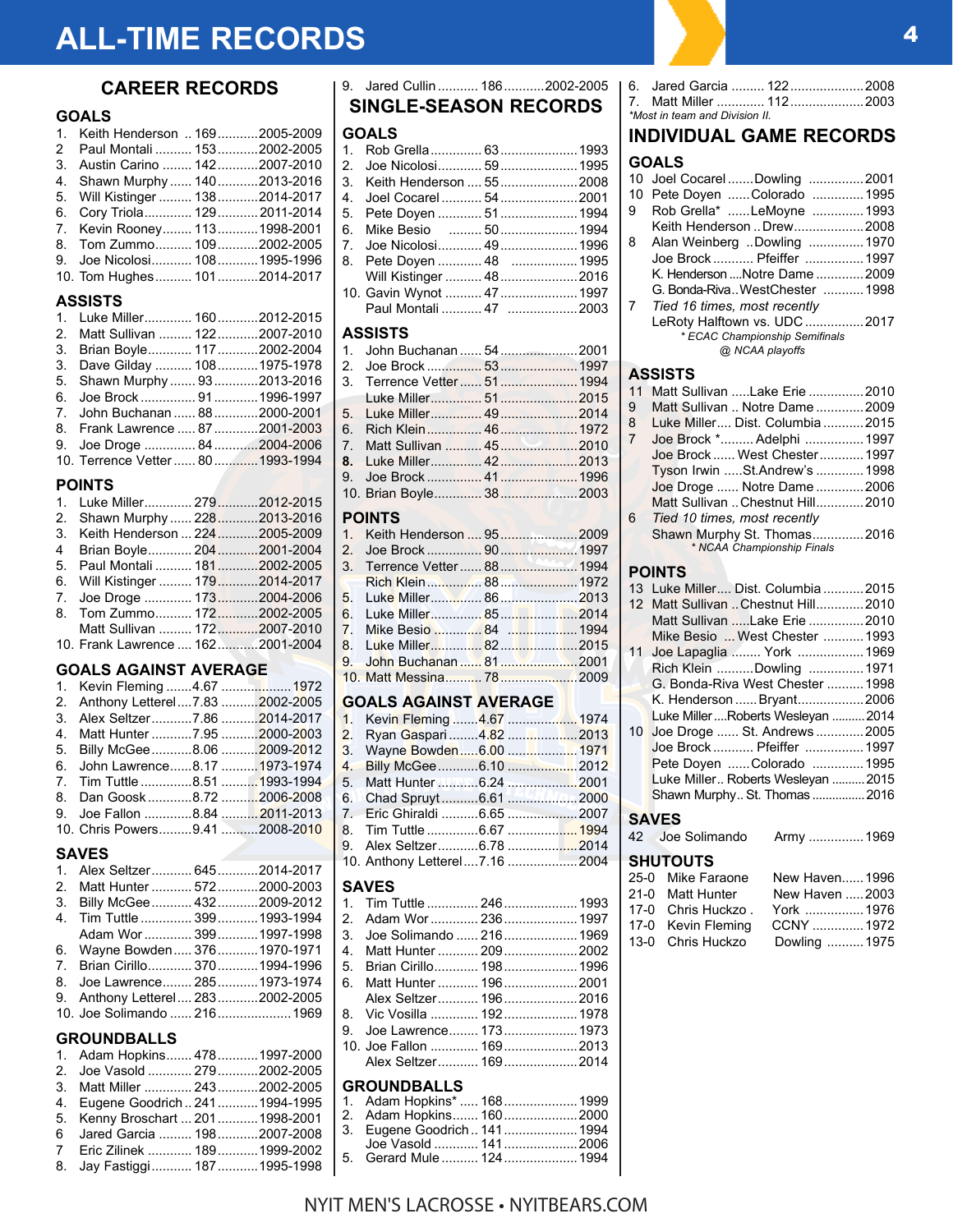# ALL-TIME RECORDS

## CAREER RECORDS

### GOALS

| Rank | Name | Total | Years |
|---|---|---|---|
| 1. | Keith Henderson | 169 | 2005-2009 |
| 2 | Paul Montali | 153 | 2002-2005 |
| 3. | Austin Carino | 142 | 2007-2010 |
| 4. | Shawn Murphy | 140 | 2013-2016 |
| 5. | Will Kistinger | 138 | 2014-2017 |
| 6. | Cory Triola | 129 | 2011-2014 |
| 7. | Kevin Rooney | 113 | 1998-2001 |
| 8. | Tom Zummo | 109 | 2002-2005 |
| 9. | Joe Nicolosi | 108 | 1995-1996 |
| 10. | Tom Hughes | 101 | 2014-2017 |

### ASSISTS

| Rank | Name | Total | Years |
|---|---|---|---|
| 1. | Luke Miller | 160 | 2012-2015 |
| 2. | Matt Sullivan | 122 | 2007-2010 |
| 3. | Brian Boyle | 117 | 2002-2004 |
| 3. | Dave Gilday | 108 | 1975-1978 |
| 5. | Shawn Murphy | 93 | 2013-2016 |
| 6. | Joe Brock | 91 | 1996-1997 |
| 7. | John Buchanan | 88 | 2000-2001 |
| 8. | Frank Lawrence | 87 | 2001-2003 |
| 9. | Joe Droge | 84 | 2004-2006 |
| 10. | Terrence Vetter | 80 | 1993-1994 |

### POINTS

| Rank | Name | Total | Years |
|---|---|---|---|
| 1. | Luke Miller | 279 | 2012-2015 |
| 2. | Shawn Murphy | 228 | 2013-2016 |
| 3. | Keith Henderson | 224 | 2005-2009 |
| 4 | Brian Boyle | 204 | 2001-2004 |
| 5. | Paul Montali | 181 | 2002-2005 |
| 6. | Will Kistinger | 179 | 2014-2017 |
| 7. | Joe Droge | 173 | 2004-2006 |
| 8. | Tom Zummo | 172 | 2002-2005 |
| | Matt Sullivan | 172 | 2007-2010 |
| 10. | Frank Lawrence | 162 | 2001-2004 |

### GOALS AGAINST AVERAGE

| Rank | Name | Average | Years |
|---|---|---|---|
| 1. | Kevin Fleming | 4.67 | 1972 |
| 2. | Anthony Letterel | 7.83 | 2002-2005 |
| 3. | Alex Seltzer | 7.86 | 2014-2017 |
| 4. | Matt Hunter | 7.95 | 2000-2003 |
| 5. | Billy McGee | 8.06 | 2009-2012 |
| 6. | John Lawrence | 8.17 | 1973-1974 |
| 7. | Tim Tuttle | 8.51 | 1993-1994 |
| 8. | Dan Goosk | 8.72 | 2006-2008 |
| 9. | Joe Fallon | 8.84 | 2011-2013 |
| 10. | Chris Powers | 9.41 | 2008-2010 |

### SAVES

| Rank | Name | Total | Years |
|---|---|---|---|
| 1. | Alex Seltzer | 645 | 2014-2017 |
| 2. | Matt Hunter | 572 | 2000-2003 |
| 3. | Billy McGee | 432 | 2009-2012 |
| 4. | Tim Tuttle | 399 | 1993-1994 |
| | Adam Wor | 399 | 1997-1998 |
| 6. | Wayne Bowden | 376 | 1970-1971 |
| 7. | Brian Cirillo | 370 | 1994-1996 |
| 8. | Joe Lawrence | 285 | 1973-1974 |
| 9. | Anthony Letterel | 283 | 2002-2005 |
| 10. | Joe Solimando | 216 | 1969 |

### GROUNDBALLS

| Rank | Name | Total | Years |
|---|---|---|---|
| 1. | Adam Hopkins | 478 | 1997-2000 |
| 2. | Joe Vasold | 279 | 2002-2005 |
| 3. | Matt Miller | 243 | 2002-2005 |
| 4. | Eugene Goodrich | 241 | 1994-1995 |
| 5. | Kenny Broschart | 201 | 1998-2001 |
| 6 | Jared Garcia | 198 | 2007-2008 |
| 7 | Eric Zilinek | 189 | 1999-2002 |
| 8. | Jay Fastiggi | 187 | 1995-1998 |
| 9. | Jared Cullin | 186 | 2002-2005 |

## SINGLE-SEASON RECORDS

### GOALS

| Rank | Name | Total | Year |
|---|---|---|---|
| 1. | Rob Grella | 63 | 1993 |
| 2. | Joe Nicolosi | 59 | 1995 |
| 3. | Keith Henderson | 55 | 2008 |
| 4. | Joel Cocarel | 54 | 2001 |
| 5. | Pete Doyen | 51 | 1994 |
| 6. | Mike Besio | 50 | 1994 |
| 7. | Joe Nicolosi | 49 | 1996 |
| 8. | Pete Doyen | 48 | 1995 |
| | Will Kistinger | 48 | 2016 |
| 10. | Gavin Wynot | 47 | 1997 |
| | Paul Montali | 47 | 2003 |

### ASSISTS

| Rank | Name | Total | Year |
|---|---|---|---|
| 1. | John Buchanan | 54 | 2001 |
| 2. | Joe Brock | 53 | 1997 |
| 3. | Terrence Vetter | 51 | 1994 |
| | Luke Miller | 51 | 2015 |
| 5. | Luke Miller | 49 | 2014 |
| 6. | Rich Klein | 46 | 1972 |
| 7. | Matt Sullivan | 45 | 2010 |
| **8.** | Luke Miller | 42 | 2013 |
| 9. | Joe Brock | 41 | 1996 |
| 10. | Brian Boyle | 38 | 2003 |

### POINTS

| Rank | Name | Total | Year |
|---|---|---|---|
| 1. | Keith Henderson | 95 | 2009 |
| 2. | Joe Brock | 90 | 1997 |
| 3. | Terrence Vetter | 88 | 1994 |
| | Rich Klein | 88 | 1972 |
| 5. | Luke Miller | 86 | 2013 |
| 6. | Luke Miller | 85 | 2014 |
| 7. | Mike Besio | 84 | 1994 |
| 8. | Luke Miller | 82 | 2015 |
| 9. | John Buchanan | 81 | 2001 |
| 10. | Matt Messina | 78 | 2009 |

### GOALS AGAINST AVERAGE

| Rank | Name | Average | Year |
|---|---|---|---|
| 1. | Kevin Fleming | 4.67 | 1974 |
| 2. | Ryan Gaspari | 4.82 | 2013 |
| 3. | Wayne Bowden | 6.00 | 1971 |
| 4. | Billy McGee | 6.10 | 2012 |
| 5. | Matt Hunter | 6.24 | 2001 |
| 6. | Chad Spruyt | 6.61 | 2000 |
| 7. | Eric Ghiraldi | 6.65 | 2007 |
| 8. | Tim Tuttle | 6.67 | 1994 |
| 9. | Alex Seltzer | 6.78 | 2014 |
| 10. | Anthony Letterel | 7.16 | 2004 |

### SAVES

| Rank | Name | Total | Year |
|---|---|---|---|
| 1. | Tim Tuttle | 246 | 1993 |
| 2. | Adam Wor | 236 | 1997 |
| 3. | Joe Solimando | 216 | 1969 |
| 4. | Matt Hunter | 209 | 2002 |
| 5. | Brian Cirillo | 198 | 1996 |
| 6. | Matt Hunter | 196 | 2001 |
| | Alex Seltzer | 196 | 2016 |
| 8. | Vic Vosilla | 192 | 1978 |
| 9. | Joe Lawrence | 173 | 1973 |
| 10. | Joe Fallon | 169 | 2013 |
| | Alex Seltzer | 169 | 2014 |

### GROUNDBALLS

| Rank | Name | Total | Year |
|---|---|---|---|
| 1. | Adam Hopkins* | 168 | 1999 |
| 2. | Adam Hopkins | 160 | 2000 |
| 3. | Eugene Goodrich | 141 | 1994 |
| | Joe Vasold | 141 | 2006 |
| 5. | Gerard Mule | 124 | 1994 |
| 6. | Jared Garcia | 122 | 2008 |
| 7. | Matt Miller | 112 | 2003 |

*Most in team and Division II.*

## INDIVIDUAL GAME RECORDS

### GOALS

| Total | Name | Opponent | Year |
|---|---|---|---|
| 10 | Joel Cocarel | Dowling | 2001 |
| 10 | Pete Doyen | Colorado | 1995 |
| 9 | Rob Grella* | LeMoyne | 1993 |
| | Keith Henderson | Drew | 2008 |
| 8 | Alan Weinberg | Dowling | 1970 |
| | Joe Brock | Pfeiffer | 1997 |
| | K. Henderson | Notre Dame | 2009 |
| | G. Bonda-Riva | WestChester | 1998 |
| 7 | *Tied 16 times, most recently* | | |
| | LeRoty Halftown | vs. UDC | 2017 |

*\* ECAC Championship Semifinals*
*@ NCAA playoffs*

### ASSISTS

| Total | Name | Opponent | Year |
|---|---|---|---|
| 11 | Matt Sullivan | Lake Erie | 2010 |
| 9 | Matt Sullivan | Notre Dame | 2009 |
| 8 | Luke Miller | Dist. Columbia | 2015 |
| 7 | Joe Brock * | Adelphi | 1997 |
| | Joe Brock | West Chester | 1997 |
| | Tyson Irwin | St.Andrew's | 1998 |
| | Joe Droge | Notre Dame | 2006 |
| | Matt Sullivan | Chestnut Hill | 2010 |
| 6 | *Tied 10 times, most recently* | | |
| | Shawn Murphy | St. Thomas | 2016 |

*\* NCAA Championship Finals*

### POINTS

| Total | Name | Opponent | Year |
|---|---|---|---|
| 13 | Luke Miller | Dist. Columbia | 2015 |
| 12 | Matt Sullivan | Chestnut Hill | 2010 |
| | Matt Sullivan | Lake Erie | 2010 |
| | Mike Besio | West Chester | 1993 |
| 11 | Joe Lapaglia | York | 1969 |
| | Rich Klein | Dowling | 1971 |
| | G. Bonda-Riva | West Chester | 1998 |
| | K. Henderson | Bryant | 2006 |
| | Luke Miller | Roberts Wesleyan | 2014 |
| 10 | Joe Droge | St. Andrews | 2005 |
| | Joe Brock | Pfeiffer | 1997 |
| | Pete Doyen | Colorado | 1995 |
| | Luke Miller | Roberts Wesleyan | 2015 |
| | Shawn Murphy | St. Thomas | 2016 |

### SAVES

| Total | Name | Opponent | Year |
|---|---|---|---|
| 42 | Joe Solimando | Army | 1969 |

### SHUTOUTS

| Score | Name | Opponent | Year |
|---|---|---|---|
| 25-0 | Mike Faraone | New Haven | 1996 |
| 21-0 | Matt Hunter | New Haven | 2003 |
| 17-0 | Chris Huckzo | York | 1976 |
| 17-0 | Kevin Fleming | CCNY | 1972 |
| 13-0 | Chris Huckzo | Dowling | 1975 |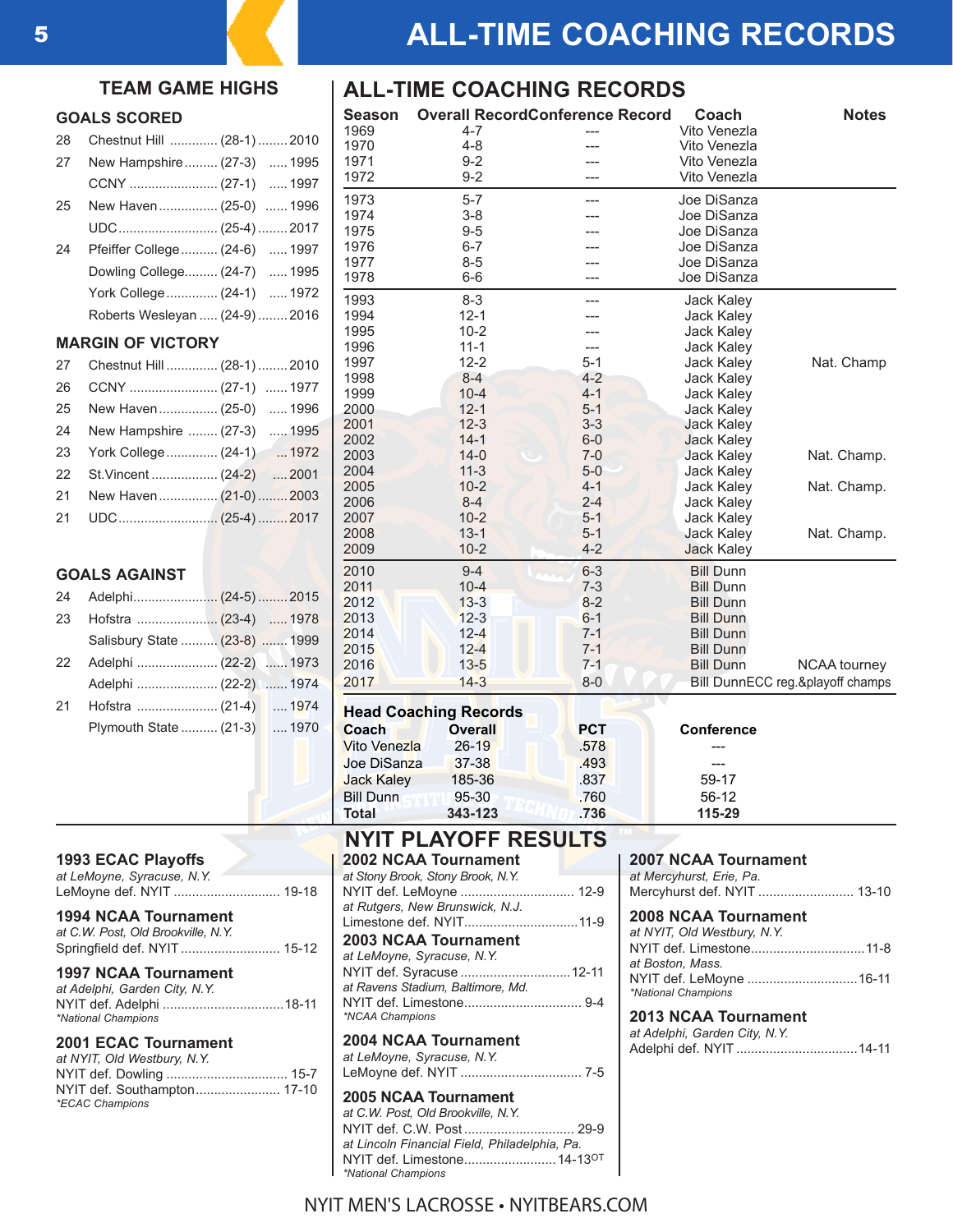# ALL-TIME COACHING RECORDS

## TEAM GAME HIGHS

### GOALS SCORED

| | Opponent | Score | Year |
|---|---|---|---|
| 28 | Chestnut Hill | (28-1) | 2010 |
| 27 | New Hampshire | (27-3) | 1995 |
| | CCNY | (27-1) | 1997 |
| 25 | New Haven | (25-0) | 1996 |
| | UDC | (25-4) | 2017 |
| 24 | Pfeiffer College | (24-6) | 1997 |
| | Dowling College | (24-7) | 1995 |
| | York College | (24-1) | 1972 |
| | Roberts Wesleyan | (24-9) | 2016 |

### MARGIN OF VICTORY

| | Opponent | Score | Year |
|---|---|---|---|
| 27 | Chestnut Hill | (28-1) | 2010 |
| 26 | CCNY | (27-1) | 1977 |
| 25 | New Haven | (25-0) | 1996 |
| 24 | New Hampshire | (27-3) | 1995 |
| 23 | York College | (24-1) | 1972 |
| 22 | St.Vincent | (24-2) | 2001 |
| 21 | New Haven | (21-0) | 2003 |
| 21 | UDC | (25-4) | 2017 |

### GOALS AGAINST

| | Opponent | Score | Year |
|---|---|---|---|
| 24 | Adelphi | (24-5) | 2015 |
| 23 | Hofstra | (23-4) | 1978 |
| | Salisbury State | (23-8) | 1999 |
| 22 | Adelphi | (22-2) | 1973 |
| | Adelphi | (22-2) | 1974 |
| 21 | Hofstra | (21-4) | 1974 |
| | Plymouth State | (21-3) | 1970 |

## ALL-TIME COACHING RECORDS

| Season | Overall Record | Conference Record | Coach | Notes |
|---|---|---|---|---|
| 1969 | 4-7 | --- | Vito Venezla | |
| 1970 | 4-8 | --- | Vito Venezla | |
| 1971 | 9-2 | --- | Vito Venezla | |
| 1972 | 9-2 | --- | Vito Venezla | |
| 1973 | 5-7 | --- | Joe DiSanza | |
| 1974 | 3-8 | --- | Joe DiSanza | |
| 1975 | 9-5 | --- | Joe DiSanza | |
| 1976 | 6-7 | --- | Joe DiSanza | |
| 1977 | 8-5 | --- | Joe DiSanza | |
| 1978 | 6-6 | --- | Joe DiSanza | |
| 1993 | 8-3 | --- | Jack Kaley | |
| 1994 | 12-1 | --- | Jack Kaley | |
| 1995 | 10-2 | --- | Jack Kaley | |
| 1996 | 11-1 | --- | Jack Kaley | |
| 1997 | 12-2 | 5-1 | Jack Kaley | Nat. Champ |
| 1998 | 8-4 | 4-2 | Jack Kaley | |
| 1999 | 10-4 | 4-1 | Jack Kaley | |
| 2000 | 12-1 | 5-1 | Jack Kaley | |
| 2001 | 12-3 | 3-3 | Jack Kaley | |
| 2002 | 14-1 | 6-0 | Jack Kaley | |
| 2003 | 14-0 | 7-0 | Jack Kaley | Nat. Champ. |
| 2004 | 11-3 | 5-0 | Jack Kaley | |
| 2005 | 10-2 | 4-1 | Jack Kaley | Nat. Champ. |
| 2006 | 8-4 | 2-4 | Jack Kaley | |
| 2007 | 10-2 | 5-1 | Jack Kaley | |
| 2008 | 13-1 | 5-1 | Jack Kaley | Nat. Champ. |
| 2009 | 10-2 | 4-2 | Jack Kaley | |
| 2010 | 9-4 | 6-3 | Bill Dunn | |
| 2011 | 10-4 | 7-3 | Bill Dunn | |
| 2012 | 13-3 | 8-2 | Bill Dunn | |
| 2013 | 12-3 | 6-1 | Bill Dunn | |
| 2014 | 12-4 | 7-1 | Bill Dunn | |
| 2015 | 12-4 | 7-1 | Bill Dunn | |
| 2016 | 13-5 | 7-1 | Bill Dunn | NCAA tourney |
| 2017 | 14-3 | 8-0 | Bill Dunn | ECC reg.&playoff champs |

### Head Coaching Records

| Coach | Overall | PCT | Conference |
|---|---|---|---|
| Vito Venezla | 26-19 | .578 | --- |
| Joe DiSanza | 37-38 | .493 | --- |
| Jack Kaley | 185-36 | .837 | 59-17 |
| Bill Dunn | 95-30 | .760 | 56-12 |
| **Total** | **343-123** | **.736** | **115-29** |

## NYIT PLAYOFF RESULTS

### 1993 ECAC Playoffs
*at LeMoyne, Syracuse, N.Y.*
LeMoyne def. NYIT ............ 19-18

### 1994 NCAA Tournament
*at C.W. Post, Old Brookville, N.Y.*
Springfield def. NYIT ............ 15-12

### 1997 NCAA Tournament
*at Adelphi, Garden City, N.Y.*
NYIT def. Adelphi ............ 18-11
*\*National Champions*

### 2001 ECAC Tournament
*at NYIT, Old Westbury, N.Y.*
NYIT def. Dowling ............ 15-7
NYIT def. Southampton ............ 17-10
*\*ECAC Champions*

### 2002 NCAA Tournament
*at Stony Brook, Stony Brook, N.Y.*
NYIT def. LeMoyne ............ 12-9
*at Rutgers, New Brunswick, N.J.*
Limestone def. NYIT ............ 11-9

### 2003 NCAA Tournament
*at LeMoyne, Syracuse, N.Y.*
NYIT def. Syracuse ............ 12-11
*at Ravens Stadium, Baltimore, Md.*
NYIT def. Limestone ............ 9-4
*\*NCAA Champions*

### 2004 NCAA Tournament
*at LeMoyne, Syracuse, N.Y.*
LeMoyne def. NYIT ............ 7-5

### 2005 NCAA Tournament
*at C.W. Post, Old Brookville, N.Y.*
NYIT def. C.W. Post ............ 29-9
*at Lincoln Financial Field, Philadelphia, Pa.*
NYIT def. Limestone ............ 14-13OT
*\*National Champions*

### 2007 NCAA Tournament
*at Mercyhurst, Erie, Pa.*
Mercyhurst def. NYIT ............ 13-10

### 2008 NCAA Tournament
*at NYIT, Old Westbury, N.Y.*
NYIT def. Limestone ............ 11-8
*at Boston, Mass.*
NYIT def. LeMoyne ............ 16-11
*\*National Champions*

### 2013 NCAA Tournament
*at Adelphi, Garden City, N.Y.*
Adelphi def. NYIT ............ 14-11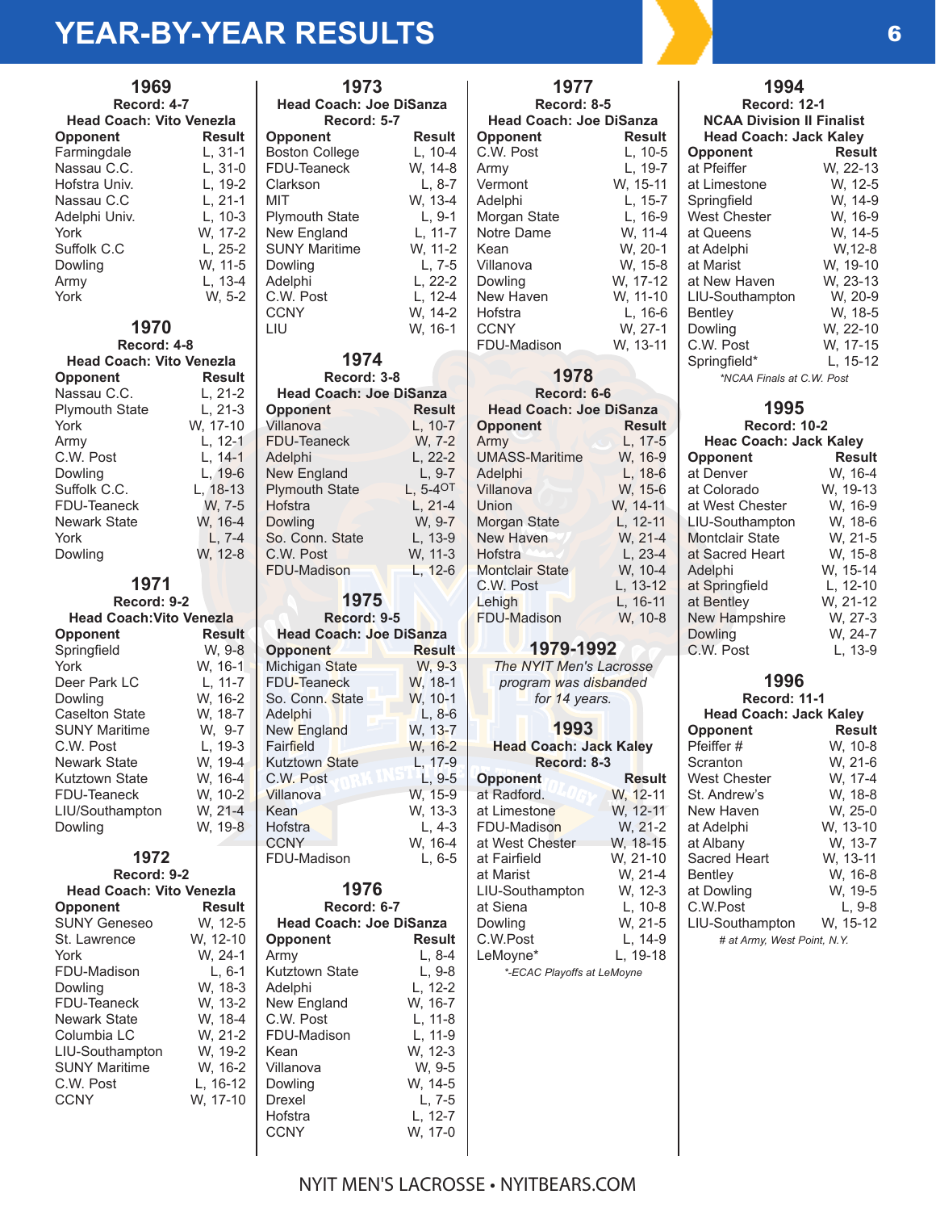# YEAR-BY-YEAR RESULTS

## 1969

**Record: 4-7**
**Head Coach: Vito Venezla**

| Opponent | Result |
|---|---|
| Farmingdale | L, 31-1 |
| Nassau C.C. | L, 31-0 |
| Hofstra Univ. | L, 19-2 |
| Nassau C.C | L, 21-1 |
| Adelphi Univ. | L, 10-3 |
| York | W, 17-2 |
| Suffolk C.C | L, 25-2 |
| Dowling | W, 11-5 |
| Army | L, 13-4 |
| York | W, 5-2 |

## 1970

**Record: 4-8**
**Head Coach: Vito Venezla**

| Opponent | Result |
|---|---|
| Nassau C.C. | L, 21-2 |
| Plymouth State | L, 21-3 |
| York | W, 17-10 |
| Army | L, 12-1 |
| C.W. Post | L, 14-1 |
| Dowling | L, 19-6 |
| Suffolk C.C. | L, 18-13 |
| FDU-Teaneck | W, 7-5 |
| Newark State | W, 16-4 |
| York | L, 7-4 |
| Dowling | W, 12-8 |

## 1971

**Record: 9-2**
**Head Coach:Vito Venezla**

| Opponent | Result |
|---|---|
| Springfield | W, 9-8 |
| York | W, 16-1 |
| Deer Park LC | L, 11-7 |
| Dowling | W, 16-2 |
| Caselton State | W, 18-7 |
| SUNY Maritime | W, 9-7 |
| C.W. Post | L, 19-3 |
| Newark State | W, 19-4 |
| Kutztown State | W, 16-4 |
| FDU-Teaneck | W, 10-2 |
| LIU/Southampton | W, 21-4 |
| Dowling | W, 19-8 |

## 1972

**Record: 9-2**
**Head Coach: Vito Venezla**

| Opponent | Result |
|---|---|
| SUNY Geneseo | W, 12-5 |
| St. Lawrence | W, 12-10 |
| York | W, 24-1 |
| FDU-Madison | L, 6-1 |
| Dowling | W, 18-3 |
| FDU-Teaneck | W, 13-2 |
| Newark State | W, 18-4 |
| Columbia LC | W, 21-2 |
| LIU-Southampton | W, 19-2 |
| SUNY Maritime | W, 16-2 |
| C.W. Post | L, 16-12 |
| CCNY | W, 17-10 |

## 1973

**Head Coach: Joe DiSanza**
**Record: 5-7**

| Opponent | Result |
|---|---|
| Boston College | L, 10-4 |
| FDU-Teaneck | W, 14-8 |
| Clarkson | L, 8-7 |
| MIT | W, 13-4 |
| Plymouth State | L, 9-1 |
| New England | L, 11-7 |
| SUNY Maritime | W, 11-2 |
| Dowling | L, 7-5 |
| Adelphi | L, 22-2 |
| C.W. Post | L, 12-4 |
| CCNY | W, 14-2 |
| LIU | W, 16-1 |

## 1974

**Record: 3-8**
**Head Coach: Joe DiSanza**

| Opponent | Result |
|---|---|
| Villanova | L, 10-7 |
| FDU-Teaneck | W, 7-2 |
| Adelphi | L, 22-2 |
| New England | L, 9-7 |
| Plymouth State | L, 5-4OT |
| Hofstra | L, 21-4 |
| Dowling | W, 9-7 |
| So. Conn. State | L, 13-9 |
| C.W. Post | W, 11-3 |
| FDU-Madison | L, 12-6 |

## 1975

**Record: 9-5**
**Head Coach: Joe DiSanza**

| Opponent | Result |
|---|---|
| Michigan State | W, 9-3 |
| FDU-Teaneck | W, 18-1 |
| So. Conn. State | W, 10-1 |
| Adelphi | L, 8-6 |
| New England | W, 13-7 |
| Fairfield | W, 16-2 |
| Kutztown State | L, 17-9 |
| C.W. Post | L, 9-5 |
| Villanova | W, 15-9 |
| Kean | W, 13-3 |
| Hofstra | L, 4-3 |
| CCNY | W, 16-4 |
| FDU-Madison | L, 6-5 |

## 1976

**Record: 6-7**
**Head Coach: Joe DiSanza**

| Opponent | Result |
|---|---|
| Army | L, 8-4 |
| Kutztown State | L, 9-8 |
| Adelphi | L, 12-2 |
| New England | W, 16-7 |
| C.W. Post | L, 11-8 |
| FDU-Madison | L, 11-9 |
| Kean | W, 12-3 |
| Villanova | W, 9-5 |
| Dowling | W, 14-5 |
| Drexel | L, 7-5 |
| Hofstra | L, 12-7 |
| CCNY | W, 17-0 |

## 1977

**Record: 8-5**
**Head Coach: Joe DiSanza**

| Opponent | Result |
|---|---|
| C.W. Post | L, 10-5 |
| Army | L, 19-7 |
| Vermont | W, 15-11 |
| Adelphi | L, 15-7 |
| Morgan State | L, 16-9 |
| Notre Dame | W, 11-4 |
| Kean | W, 20-1 |
| Villanova | W, 15-8 |
| Dowling | W, 17-12 |
| New Haven | W, 11-10 |
| Hofstra | L, 16-6 |
| CCNY | W, 27-1 |
| FDU-Madison | W, 13-11 |

## 1978

**Record: 6-6**
**Head Coach: Joe DiSanza**

| Opponent | Result |
|---|---|
| Army | L, 17-5 |
| UMASS-Maritime | W, 16-9 |
| Adelphi | L, 18-6 |
| Villanova | W, 15-6 |
| Union | W, 14-11 |
| Morgan State | L, 12-11 |
| New Haven | W, 21-4 |
| Hofstra | L, 23-4 |
| Montclair State | W, 10-4 |
| C.W. Post | L, 13-12 |
| Lehigh | L, 16-11 |
| FDU-Madison | W, 10-8 |

## 1979-1992

*The NYIT Men's Lacrosse program was disbanded for 14 years.*

## 1993

**Head Coach: Jack Kaley**
**Record: 8-3**

| Opponent | Result |
|---|---|
| at Radford. | W, 12-11 |
| at Limestone | W, 12-11 |
| FDU-Madison | W, 21-2 |
| at West Chester | W, 18-15 |
| at Fairfield | W, 21-10 |
| at Marist | W, 21-4 |
| LIU-Southampton | W, 12-3 |
| at Siena | L, 10-8 |
| Dowling | W, 21-5 |
| C.W.Post | L, 14-9 |
| LeMoyne* | L, 19-18 |

*\*-ECAC Playoffs at LeMoyne*

## 1994

**Record: 12-1**
**NCAA Division II Finalist**
**Head Coach: Jack Kaley**

| Opponent | Result |
|---|---|
| at Pfeiffer | W, 22-13 |
| at Limestone | W, 12-5 |
| Springfield | W, 14-9 |
| West Chester | W, 16-9 |
| at Queens | W, 14-5 |
| at Adelphi | W,12-8 |
| at Marist | W, 19-10 |
| at New Haven | W, 23-13 |
| LIU-Southampton | W, 20-9 |
| Bentley | W, 18-5 |
| Dowling | W, 22-10 |
| C.W. Post | W, 17-15 |
| Springfield* | L, 15-12 |

*\*NCAA Finals at C.W. Post*

## 1995

**Record: 10-2**
**Heac Coach: Jack Kaley**

| Opponent | Result |
|---|---|
| at Denver | W, 16-4 |
| at Colorado | W, 19-13 |
| at West Chester | W, 16-9 |
| LIU-Southampton | W, 18-6 |
| Montclair State | W, 21-5 |
| at Sacred Heart | W, 15-8 |
| Adelphi | W, 15-14 |
| at Springfield | L, 12-10 |
| at Bentley | W, 21-12 |
| New Hampshire | W, 27-3 |
| Dowling | W, 24-7 |
| C.W. Post | L, 13-9 |

## 1996

**Record: 11-1**
**Head Coach: Jack Kaley**

| Opponent | Result |
|---|---|
| Pfeiffer # | W, 10-8 |
| Scranton | W, 21-6 |
| West Chester | W, 17-4 |
| St. Andrew's | W, 18-8 |
| New Haven | W, 25-0 |
| at Adelphi | W, 13-10 |
| at Albany | W, 13-7 |
| Sacred Heart | W, 13-11 |
| Bentley | W, 16-8 |
| at Dowling | W, 19-5 |
| C.W.Post | L, 9-8 |
| LIU-Southampton | W, 15-12 |

*# at Army, West Point, N.Y.*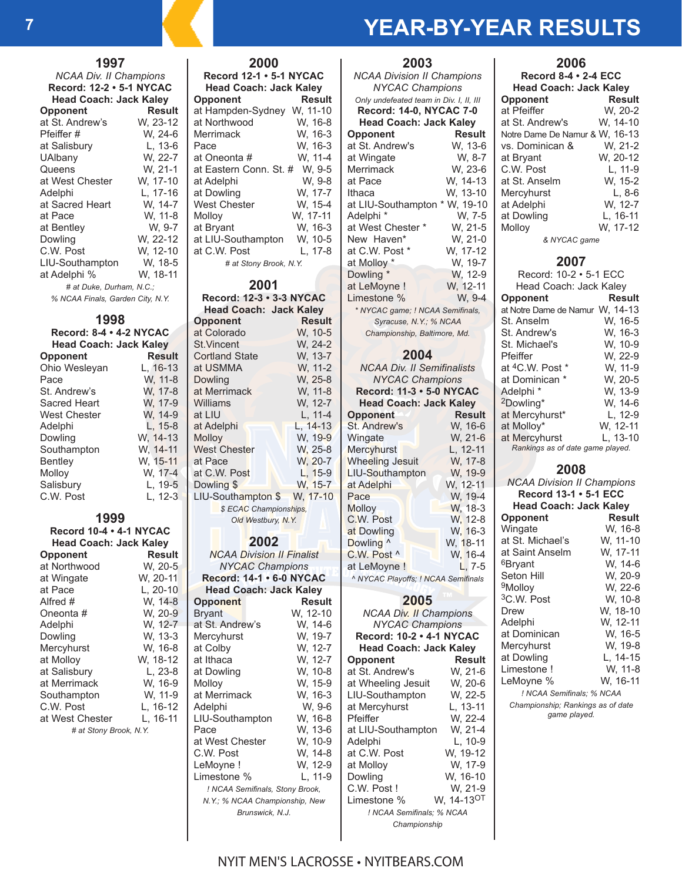# YEAR-BY-YEAR RESULTS

## 1997

*NCAA Div. II Champions*

**Record: 12-2 • 5-1 NYCAC**

**Head Coach: Jack Kaley**

| Opponent | Result |
|---|---|
| at St. Andrew's | W, 23-12 |
| Pfeiffer # | W, 24-6 |
| at Salisbury | L, 13-6 |
| UAlbany | W, 22-7 |
| Queens | W, 21-1 |
| at West Chester | W, 17-10 |
| Adelphi | L, 17-16 |
| at Sacred Heart | W, 14-7 |
| at Pace | W, 11-8 |
| at Bentley | W, 9-7 |
| Dowling | W, 22-12 |
| C.W. Post | W, 12-10 |
| LIU-Southampton | W, 18-5 |
| at Adelphi % | W, 18-11 |

*# at Duke, Durham, N.C.; % NCAA Finals, Garden City, N.Y.*

## 1998

**Record: 8-4 • 4-2 NYCAC**

**Head Coach: Jack Kaley**

| Opponent | Result |
|---|---|
| Ohio Wesleyan | L, 16-13 |
| Pace | W, 11-8 |
| St. Andrew's | W, 17-8 |
| Sacred Heart | W, 17-9 |
| West Chester | W, 14-9 |
| Adelphi | L, 15-8 |
| Dowling | W, 14-13 |
| Southampton | W, 14-11 |
| Bentley | W, 15-11 |
| Molloy | W, 17-4 |
| Salisbury | L, 19-5 |
| C.W. Post | L, 12-3 |

## 1999

**Record 10-4 • 4-1 NYCAC**

**Head Coach: Jack Kaley**

| Opponent | Result |
|---|---|
| at Northwood | W, 20-5 |
| at Wingate | W, 20-11 |
| at Pace | L, 20-10 |
| Alfred # | W, 14-8 |
| Oneonta # | W, 20-9 |
| Adelphi | W, 12-7 |
| Dowling | W, 13-3 |
| Mercyhurst | W, 16-8 |
| at Molloy | W, 18-12 |
| at Salisbury | L, 23-8 |
| at Merrimack | W, 16-9 |
| Southampton | W, 11-9 |
| C.W. Post | L, 16-12 |
| at West Chester | L, 16-11 |

*# at Stony Brook, N.Y.*

## 2000

**Record 12-1 • 5-1 NYCAC**

**Head Coach: Jack Kaley**

| Opponent | Result |
|---|---|
| at Hampden-Sydney | W, 11-10 |
| at Northwood | W, 16-8 |
| Merrimack | W, 16-3 |
| Pace | W, 16-3 |
| at Oneonta # | W, 11-4 |
| at Eastern Conn. St. # | W, 9-5 |
| at Adelphi | W, 9-8 |
| at Dowling | W, 17-7 |
| West Chester | W, 15-4 |
| Molloy | W, 17-11 |
| at Bryant | W, 16-3 |
| at LIU-Southampton | W, 10-5 |
| at C.W. Post | L, 17-8 |

*# at Stony Brook, N.Y.*

## 2001

**Record: 12-3 • 3-3 NYCAC**

**Head Coach: Jack Kaley**

| Opponent | Result |
|---|---|
| at Colorado | W, 10-5 |
| St.Vincent | W, 24-2 |
| Cortland State | W, 13-7 |
| at USMMA | W, 11-2 |
| Dowling | W, 25-8 |
| at Merrimack | W, 11-8 |
| Williams | W, 12-7 |
| at LIU | L, 11-4 |
| at Adelphi | L, 14-13 |
| Molloy | W, 19-9 |
| West Chester | W, 25-8 |
| at Pace | W, 20-7 |
| at C.W. Post | L, 15-9 |
| Dowling $ | W, 15-7 |
| LIU-Southampton $ | W, 17-10 |

*$ ECAC Championships, Old Westbury, N.Y.*

## 2002

*NCAA Division II Finalist*

*NYCAC Champions*

**Record: 14-1 • 6-0 NYCAC**

**Head Coach: Jack Kaley**

| Opponent | Result |
|---|---|
| Bryant | W, 12-10 |
| at St. Andrew's | W, 14-6 |
| Mercyhurst | W, 19-7 |
| at Colby | W, 12-7 |
| at Ithaca | W, 12-7 |
| at Dowling | W, 10-8 |
| Molloy | W, 15-9 |
| at Merrimack | W, 16-3 |
| Adelphi | W, 9-6 |
| LIU-Southampton | W, 16-8 |
| Pace | W, 13-6 |
| at West Chester | W, 10-9 |
| C.W. Post | W, 14-8 |
| LeMoyne ! | W, 12-9 |
| Limestone % | L, 11-9 |

*! NCAA Semifinals, Stony Brook, N.Y.; % NCAA Championship, New Brunswick, N.J.*

## 2003

*NCAA Division II Champions*

*NYCAC Champions*

*Only undefeated team in Div. I, II, III*

**Record: 14-0, NYCAC 7-0**

**Head Coach: Jack Kaley**

| Opponent | Result |
|---|---|
| at St. Andrew's | W, 13-6 |
| at Wingate | W, 8-7 |
| Merrimack | W, 23-6 |
| at Pace | W, 14-13 |
| Ithaca | W, 13-10 |
| at LIU-Southampton * | W, 19-10 |
| Adelphi * | W, 7-5 |
| at West Chester * | W, 21-5 |
| New Haven* | W, 21-0 |
| at C.W. Post * | W, 17-12 |
| at Molloy * | W, 19-7 |
| Dowling * | W, 12-9 |
| at LeMoyne ! | W, 12-11 |
| Limestone % | W, 9-4 |

*\* NYCAC game; ! NCAA Semifinals, Syracuse, N.Y.; % NCAA Championship, Baltimore, Md.*

## 2004

*NCAA Div. II Semifinalists*

*NYCAC Champions*

**Record: 11-3 • 5-0 NYCAC**

**Head Coach: Jack Kaley**

| Opponent | Result |
|---|---|
| St. Andrew's | W, 16-6 |
| Wingate | W, 21-6 |
| Mercyhurst | L, 12-11 |
| Wheeling Jesuit | W, 17-8 |
| LIU-Southampton | W, 19-9 |
| at Adelphi | W, 12-11 |
| Pace | W, 19-4 |
| Molloy | W, 18-3 |
| C.W. Post | W, 12-8 |
| at Dowling | W, 16-3 |
| Dowling ^ | W, 18-11 |
| C.W. Post ^ | W, 16-4 |
| at LeMoyne ! | L, 7-5 |

*^ NYCAC Playoffs; ! NCAA Semifinals*

## 2005

*NCAA Div. II Champions*

*NYCAC Champions*

**Record: 10-2 • 4-1 NYCAC**

**Head Coach: Jack Kaley**

| Opponent | Result |
|---|---|
| at St. Andrew's | W, 21-6 |
| at Wheeling Jesuit | W, 20-6 |
| LIU-Southampton | W, 22-5 |
| at Mercyhurst | L, 13-11 |
| Pfeiffer | W, 22-4 |
| at LIU-Southampton | W, 21-4 |
| Adelphi | L, 10-9 |
| at C.W. Post | W, 19-12 |
| at Molloy | W, 17-9 |
| Dowling | W, 16-10 |
| C.W. Post ! | W, 21-9 |
| Limestone % | W, 14-13 OT |

*! NCAA Semifinals; % NCAA Championship*

## 2006

**Record 8-4 • 2-4 ECC**

**Head Coach: Jack Kaley**

| Opponent | Result |
|---|---|
| at Pfeiffer | W, 20-2 |
| at St. Andrew's | W, 14-10 |
| Notre Dame De Namur & | W, 16-13 |
| vs. Dominican & | W, 21-2 |
| at Bryant | W, 20-12 |
| C.W. Post | L, 11-9 |
| at St. Anselm | W, 15-2 |
| Mercyhurst | L, 8-6 |
| at Adelphi | W, 12-7 |
| at Dowling | L, 16-11 |
| Molloy | W, 17-12 |

*& NYCAC game*

## 2007

Record: 10-2 • 5-1 ECC

Head Coach: Jack Kaley

| Opponent | Result |
|---|---|
| at Notre Dame de Namur | W, 14-13 |
| St. Anselm | W, 16-5 |
| St. Andrew's | W, 16-3 |
| St. Michael's | W, 10-9 |
| Pfeiffer | W, 22-9 |
| at [4]C.W. Post * | W, 11-9 |
| at Dominican * | W, 20-5 |
| Adelphi * | W, 13-9 |
| [2]Dowling* | W, 14-6 |
| at Mercyhurst* | L, 12-9 |
| at Molloy* | W, 12-11 |
| at Mercyhurst | L, 13-10 |

*Rankings as of date game played.*

## 2008

*NCAA Division II Champions*

**Record 13-1 • 5-1 ECC**

**Head Coach: Jack Kaley**

| Opponent | Result |
|---|---|
| Wingate | W, 16-8 |
| at St. Michael's | W, 11-10 |
| at Saint Anselm | W, 17-11 |
| [6]Bryant | W, 14-6 |
| Seton Hill | W, 20-9 |
| [9]Molloy | W, 22-6 |
| [3]C.W. Post | W, 10-8 |
| Drew | W, 18-10 |
| Adelphi | W, 12-11 |
| at Dominican | W, 16-5 |
| Mercyhurst | W, 19-8 |
| at Dowling | L, 14-15 |
| Limestone ! | W, 11-8 |
| LeMoyne % | W, 16-11 |

*! NCAA Semifinals; % NCAA Championship; Rankings as of date game played.*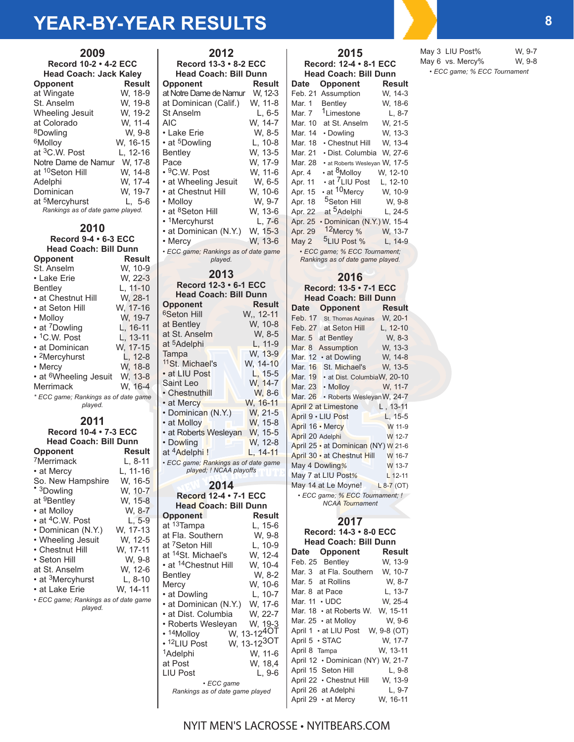# YEAR-BY-YEAR RESULTS

## 2009

**Record 10-2 • 4-2 ECC**
**Head Coach: Jack Kaley**

| Opponent | Result |
|---|---|
| at Wingate | W, 18-9 |
| St. Anselm | W, 19-8 |
| Wheeling Jesuit | W, 19-2 |
| at Colorado | W, 11-4 |
| [8]Dowling | W, 9-8 |
| [6]Molloy | W, 16-15 |
| at [3]C.W. Post | L, 12-16 |
| Notre Dame de Namur | W, 17-8 |
| at [10]Seton Hill | W, 14-8 |
| Adelphi | W, 17-4 |
| Dominican | W, 19-7 |
| at [5]Mercyhurst | L, 5-6 |

*Rankings as of date game played.*

## 2010

**Record 9-4 • 6-3 ECC**
**Head Coach: Bill Dunn**

| Opponent | Result |
|---|---|
| St. Anselm | W, 10-9 |
| • Lake Erie | W, 22-3 |
| Bentley | L, 11-10 |
| • at Chestnut Hill | W, 28-1 |
| • at Seton Hill | W, 17-16 |
| • Molloy | W, 19-7 |
| • at [7]Dowling | L, 16-11 |
| • [1]C.W. Post | L, 13-11 |
| • at Dominican | W, 17-15 |
| • [2]Mercyhurst | L, 12-8 |
| • Mercy | W, 18-8 |
| • at [6]Wheeling Jesuit | W, 13-8 |
| Merrimack | W, 16-4 |

*\* ECC game; Rankings as of date game played.*

## 2011

**Record 10-4 • 7-3 ECC**
**Head Coach: Bill Dunn**

| Opponent | Result |
|---|---|
| [7]Merrimack | L, 8-11 |
| • at Mercy | L, 11-16 |
| So. New Hampshire | W, 16-5 |
| • [3]Dowling | W, 10-7 |
| at [9]Bentley | W, 15-8 |
| • at Molloy | W, 8-7 |
| • at [4]C.W. Post | L, 5-9 |
| • Dominican (N.Y.) | W, 17-13 |
| • Wheeling Jesuit | W, 12-5 |
| • Chestnut Hill | W, 17-11 |
| • Seton Hill | W, 9-8 |
| at St. Anselm | W, 12-6 |
| • at [3]Mercyhurst | L, 8-10 |
| • at Lake Erie | W, 14-11 |

*• ECC game; Rankings as of date game played.*

## 2012

**Record 13-3 • 8-2 ECC**
**Head Coach: Bill Dunn**

| Opponent | Result |
|---|---|
| at Notre Dame de Namur | W, 12-3 |
| at Dominican (Calif.) | W, 11-8 |
| St Anselm | L, 6-5 |
| AIC | W, 14-7 |
| • Lake Erie | W, 8-5 |
| • at [5]Dowling | L, 10-8 |
| Bentley | W, 13-5 |
| Pace | W, 17-9 |
| • [9]C.W. Post | W, 11-6 |
| • at Wheeling Jesuit | W, 6-5 |
| • at Chestnut Hill | W, 10-6 |
| • Molloy | W, 9-7 |
| • at [8]Seton Hill | W, 13-6 |
| • [1]Mercyhurst | L, 7-6 |
| • at Dominican (N.Y.) | W, 15-3 |
| • Mercy | W, 13-6 |

*• ECC game; Rankings as of date game played.*

## 2013

**Record 12-3 • 6-1 ECC**
**Head Coach: Bill Dunn**

| Opponent | Result |
|---|---|
| [6]Seton Hill | W,, 12-11 |
| at Bentley | W, 10-8 |
| at St. Anselm | W, 8-5 |
| at [5]Adelphi | L, 11-9 |
| Tampa | W, 13-9 |
| [11]St. Michael's | W, 14-10 |
| • at LIU Post | L, 15-5 |
| Saint Leo | W, 14-7 |
| • Chestnuthill | W, 8-6 |
| • at Mercy | W, 16-11 |
| • Dominican (N.Y.) | W, 21-5 |
| • at Molloy | W, 15-8 |
| • at Roberts Wesleyan | W, 15-5 |
| • Dowling | W, 12-8 |
| at [4]Adelphi ! | L, 14-11 |

*• ECC game; Rankings as of date game played; ! NCAA playoffs*

## 2014

**Record 12-4 • 7-1 ECC**
**Head Coach: Bill Dunn**

| Opponent | Result |
|---|---|
| at [13]Tampa | L, 15-6 |
| at Fla. Southern | W, 9-8 |
| at [7]Seton Hill | L, 10-9 |
| at [14]St. Michael's | W, 12-4 |
| • at [14]Chestnut Hill | W, 10-4 |
| Bentley | W, 8-2 |
| Mercy | W, 10-6 |
| • at Dowling | L, 10-7 |
| • at Dominican (N.Y.) | W, 17-6 |
| • at Dist. Columbia | W, 22-7 |
| • Roberts Wesleyan | W, 19-3 |
| • [14]Molloy | W, 13-12 4OT |
| • [12]LIU Post | W, 13-12 3OT |
| [1]Adelphi | W, 11-6 |
| at Post | W, 18,4 |
| LIU Post | L, 9-6 |

*• ECC game*
*Rankings as of date game played*

## 2015

**Record: 12-4 • 8-1 ECC**
**Head Coach: Bill Dunn**

| Date | Opponent | Result |
|---|---|---|
| Feb. 21 | Assumption | W, 14-3 |
| Mar. 1 | Bentley | W, 18-6 |
| Mar. 7 | [1]Limestone | L, 8-7 |
| Mar. 10 | at St. Anselm | W, 21-5 |
| Mar. 14 | • Dowling | W, 13-3 |
| Mar. 18 | • Chestnut Hill | W, 13-4 |
| Mar. 21 | • Dist. Columbia | W, 27-6 |
| Mar. 28 | • at Roberts Wesleyan | W, 17-5 |
| Apr. 4 | • at [8]Molloy | W, 12-10 |
| Apr. 11 | • at [7]LIU Post | L, 12-10 |
| Apr. 15 | • at [10]Mercy | W, 10-9 |
| Apr. 18 | [5]Seton Hill | W, 9-8 |
| Apr. 22 | at [5]Adelphi | L, 24-5 |
| Apr. 25 | • Dominican (N.Y.) | W, 15-4 |
| Apr. 29 | [12]Mercy % | W, 13-7 |
| May 2 | [5]LIU Post % | L, 14-9 |

*• ECC game; % ECC Tournament; Rankings as of date game played.*

## 2016

**Record: 13-5 • 7-1 ECC**
**Head Coach: Bill Dunn**

| Date | Opponent | Result |
|---|---|---|
| Feb. 17 | St. Thomas Aquinas | W, 20-1 |
| Feb. 27 | at Seton Hill | L, 12-10 |
| Mar. 5 | at Bentley | W, 8-3 |
| Mar. 8 | Assumption | W, 13-3 |
| Mar. 12 | • at Dowling | W, 14-8 |
| Mar. 16 | St. Michael's | W, 13-5 |
| Mar. 19 | • at Dist. Columbia | W, 20-10 |
| Mar. 23 | • Molloy | W, 11-7 |
| Mar. 26 | • Roberts Wesleyan | W, 24-7 |
| April 2 | at Limestone | L , 13-11 |
| April 9 | • LIU Post | L, 15-5 |
| April 16 | • Mercy | W 11-9 |
| April 20 | Adelphi | W 12-7 |
| April 25 | • at Dominican (NY) | W 21-6 |
| April 30 | • at Chestnut Hill | W 16-7 |
| May 4 | Dowling% | W 13-7 |
| May 7 | at LIU Post% | L 12-11 |
| May 14 | at Le Moyne! | L 8-7 (OT) |

*• ECC game; % ECC Tournament; ! NCAA Tournament*

## 2017

**Record: 14-3 • 8-0 ECC**
**Head Coach: Bill Dunn**

| Date | Opponent | Result |
|---|---|---|
| Feb. 25 | Bentley | W, 13-9 |
| Mar. 3 | at Fla. Southern | W, 10-7 |
| Mar. 5 | at Rollins | W, 8-7 |
| Mar. 8 | at Pace | L, 13-7 |
| Mar. 11 | • UDC | W, 25-4 |
| Mar. 18 | • at Roberts W. | W, 15-11 |
| Mar. 25 | • at Molloy | W, 9-6 |
| April 1 | • at LIU Post | W, 9-8 (OT) |
| April 5 | • STAC | W, 17-7 |
| April 8 | Tampa | W, 13-11 |
| April 12 | • Dominican (NY) | W, 21-7 |
| April 15 | Seton Hill | L, 9-8 |
| April 22 | • Chestnut Hill | W, 13-9 |
| April 26 | at Adelphi | L, 9-7 |
| April 29 | • at Mercy | W, 16-11 |
| May 3 | LIU Post% | W, 9-7 |
| May 6 | vs. Mercy% | W, 9-8 |

*• ECC game; % ECC Tournament*

NYIT MEN'S LACROSSE • NYITBEARS.COM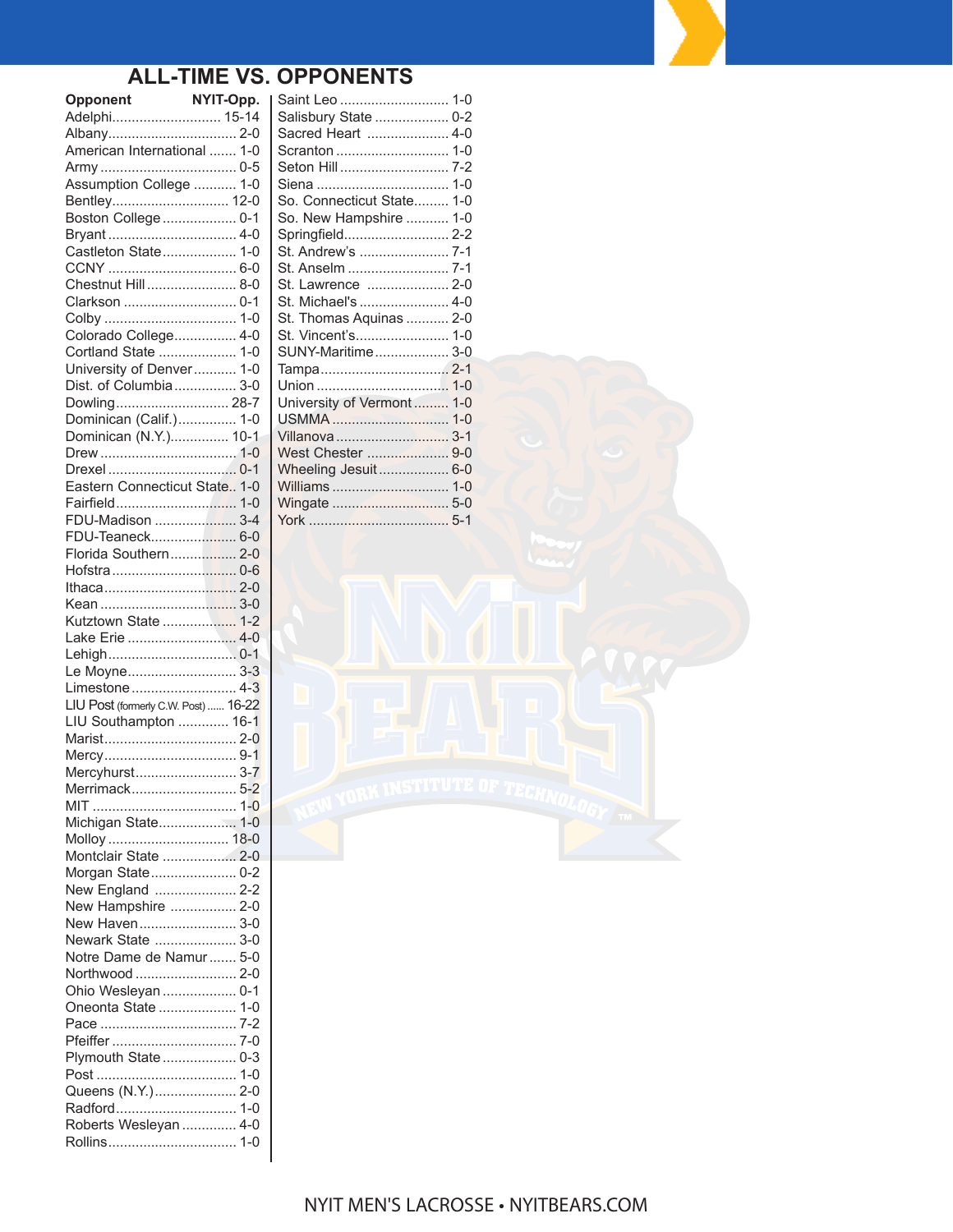## ALL-TIME VS. OPPONENTS

| Opponent | NYIT-Opp. |
|---|---|
| Adelphi | 15-14 |
| Albany | 2-0 |
| American International | 1-0 |
| Army | 0-5 |
| Assumption College | 1-0 |
| Bentley | 12-0 |
| Boston College | 0-1 |
| Bryant | 4-0 |
| Castleton State | 1-0 |
| CCNY | 6-0 |
| Chestnut Hill | 8-0 |
| Clarkson | 0-1 |
| Colby | 1-0 |
| Colorado College | 4-0 |
| Cortland State | 1-0 |
| University of Denver | 1-0 |
| Dist. of Columbia | 3-0 |
| Dowling | 28-7 |
| Dominican (Calif.) | 1-0 |
| Dominican (N.Y.) | 10-1 |
| Drew | 1-0 |
| Drexel | 0-1 |
| Eastern Connecticut State | 1-0 |
| Fairfield | 1-0 |
| FDU-Madison | 3-4 |
| FDU-Teaneck | 6-0 |
| Florida Southern | 2-0 |
| Hofstra | 0-6 |
| Ithaca | 2-0 |
| Kean | 3-0 |
| Kutztown State | 1-2 |
| Lake Erie | 4-0 |
| Lehigh | 0-1 |
| Le Moyne | 3-3 |
| Limestone | 4-3 |
| LIU Post (formerly C.W. Post) | 16-22 |
| LIU Southampton | 16-1 |
| Marist | 2-0 |
| Mercy | 9-1 |
| Mercyhurst | 3-7 |
| Merrimack | 5-2 |
| MIT | 1-0 |
| Michigan State | 1-0 |
| Molloy | 18-0 |
| Montclair State | 2-0 |
| Morgan State | 0-2 |
| New England | 2-2 |
| New Hampshire | 2-0 |
| New Haven | 3-0 |
| Newark State | 3-0 |
| Notre Dame de Namur | 5-0 |
| Northwood | 2-0 |
| Ohio Wesleyan | 0-1 |
| Oneonta State | 1-0 |
| Pace | 7-2 |
| Pfeiffer | 7-0 |
| Plymouth State | 0-3 |
| Post | 1-0 |
| Queens (N.Y.) | 2-0 |
| Radford | 1-0 |
| Roberts Wesleyan | 4-0 |
| Rollins | 1-0 |
| Saint Leo | 1-0 |
| Salisbury State | 0-2 |
| Sacred Heart | 4-0 |
| Scranton | 1-0 |
| Seton Hill | 7-2 |
| Siena | 1-0 |
| So. Connecticut State | 1-0 |
| So. New Hampshire | 1-0 |
| Springfield | 2-2 |
| St. Andrew's | 7-1 |
| St. Anselm | 7-1 |
| St. Lawrence | 2-0 |
| St. Michael's | 4-0 |
| St. Thomas Aquinas | 2-0 |
| St. Vincent's | 1-0 |
| SUNY-Maritime | 3-0 |
| Tampa | 2-1 |
| Union | 1-0 |
| University of Vermont | 1-0 |
| USMMA | 1-0 |
| Villanova | 3-1 |
| West Chester | 9-0 |
| Wheeling Jesuit | 6-0 |
| Williams | 1-0 |
| Wingate | 5-0 |
| York | 5-1 |